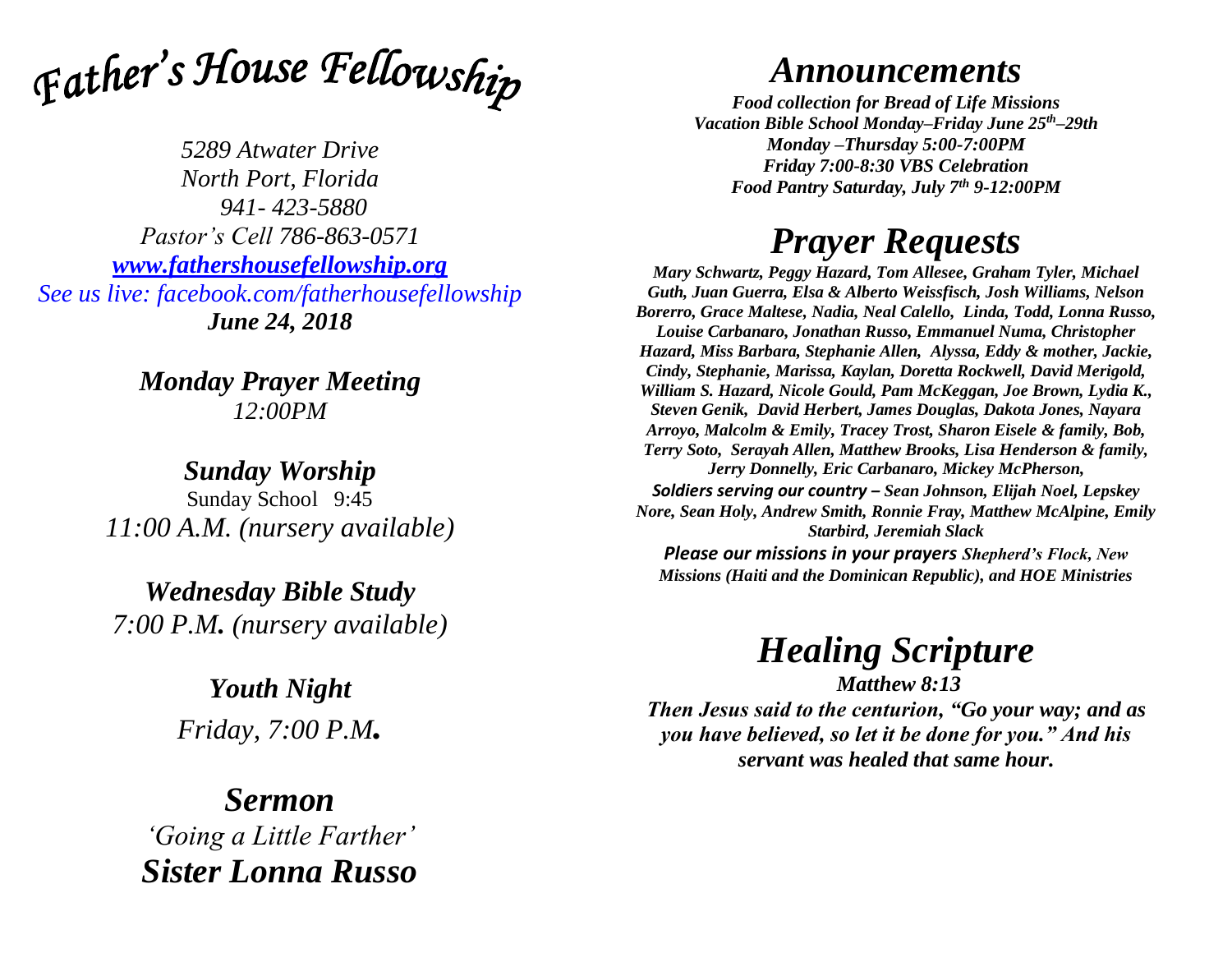# *Father's House Fellowship*

*5289 Atwater Drive*
*North Port, Florida*
*941- 423-5880*
*Pastor's Cell 786-863-0571*
*www.fathershousefellowship.org*
*See us live: facebook.com/fatherhousefellowship*
***June 24, 2018***

## *Monday Prayer Meeting*
*12:00PM*

## *Sunday Worship*
Sunday School 9:45
*11:00 A.M. (nursery available)*

## *Wednesday Bible Study*
*7:00 P.M. (nursery available)*

## *Youth Night*
*Friday, 7:00 P.M.*

## *Sermon*
*'Going a Little Farther'*
***Sister Lonna Russo***

# *Announcements*

***Food collection for Bread of Life Missions***
***Vacation Bible School Monday–Friday June 25th–29th***
***Monday –Thursday 5:00-7:00PM***
***Friday 7:00-8:30 VBS Celebration***
***Food Pantry Saturday, July 7th 9-12:00PM***

# *Prayer Requests*

***Mary Schwartz, Peggy Hazard, Tom Allesee, Graham Tyler, Michael Guth, Juan Guerra, Elsa & Alberto Weissfisch, Josh Williams, Nelson Borerro, Grace Maltese, Nadia, Neal Calello, Linda, Todd, Lonna Russo, Louise Carbanaro, Jonathan Russo, Emmanuel Numa, Christopher Hazard, Miss Barbara, Stephanie Allen, Alyssa, Eddy & mother, Jackie, Cindy, Stephanie, Marissa, Kaylan, Doretta Rockwell, David Merigold, William S. Hazard, Nicole Gould, Pam McKeggan, Joe Brown, Lydia K., Steven Genik, David Herbert, James Douglas, Dakota Jones, Nayara Arroyo, Malcolm & Emily, Tracey Trost, Sharon Eisele & family, Bob, Terry Soto, Serayah Allen, Matthew Brooks, Lisa Henderson & family, Jerry Donnelly, Eric Carbanaro, Mickey McPherson,***

***Soldiers serving our country – Sean Johnson, Elijah Noel, Lepskey Nore, Sean Holy, Andrew Smith, Ronnie Fray, Matthew McAlpine, Emily Starbird, Jeremiah Slack***

***Please our missions in your prayers Shepherd's Flock, New Missions (Haiti and the Dominican Republic), and HOE Ministries***

# *Healing Scripture*

***Matthew 8:13***
***Then Jesus said to the centurion, "Go your way; and as you have believed, so let it be done for you." And his servant was healed that same hour.***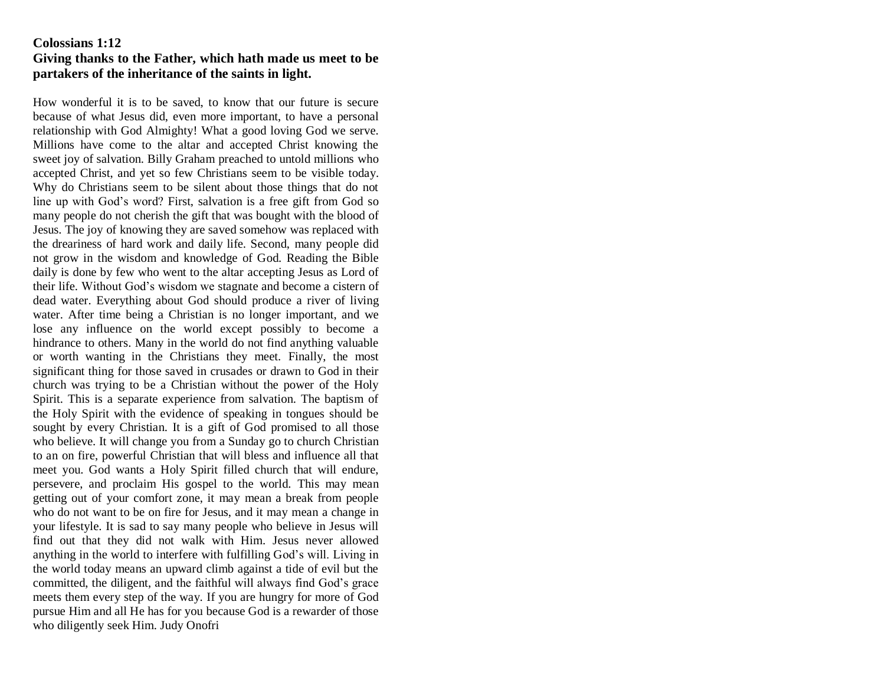**Colossians 1:12**
**Giving thanks to the Father, which hath made us meet to be partakers of the inheritance of the saints in light.**

How wonderful it is to be saved, to know that our future is secure because of what Jesus did, even more important, to have a personal relationship with God Almighty! What a good loving God we serve. Millions have come to the altar and accepted Christ knowing the sweet joy of salvation. Billy Graham preached to untold millions who accepted Christ, and yet so few Christians seem to be visible today. Why do Christians seem to be silent about those things that do not line up with God's word? First, salvation is a free gift from God so many people do not cherish the gift that was bought with the blood of Jesus. The joy of knowing they are saved somehow was replaced with the dreariness of hard work and daily life. Second, many people did not grow in the wisdom and knowledge of God. Reading the Bible daily is done by few who went to the altar accepting Jesus as Lord of their life. Without God's wisdom we stagnate and become a cistern of dead water. Everything about God should produce a river of living water. After time being a Christian is no longer important, and we lose any influence on the world except possibly to become a hindrance to others. Many in the world do not find anything valuable or worth wanting in the Christians they meet. Finally, the most significant thing for those saved in crusades or drawn to God in their church was trying to be a Christian without the power of the Holy Spirit. This is a separate experience from salvation. The baptism of the Holy Spirit with the evidence of speaking in tongues should be sought by every Christian. It is a gift of God promised to all those who believe. It will change you from a Sunday go to church Christian to an on fire, powerful Christian that will bless and influence all that meet you. God wants a Holy Spirit filled church that will endure, persevere, and proclaim His gospel to the world. This may mean getting out of your comfort zone, it may mean a break from people who do not want to be on fire for Jesus, and it may mean a change in your lifestyle. It is sad to say many people who believe in Jesus will find out that they did not walk with Him. Jesus never allowed anything in the world to interfere with fulfilling God's will. Living in the world today means an upward climb against a tide of evil but the committed, the diligent, and the faithful will always find God's grace meets them every step of the way. If you are hungry for more of God pursue Him and all He has for you because God is a rewarder of those who diligently seek Him. Judy Onofri